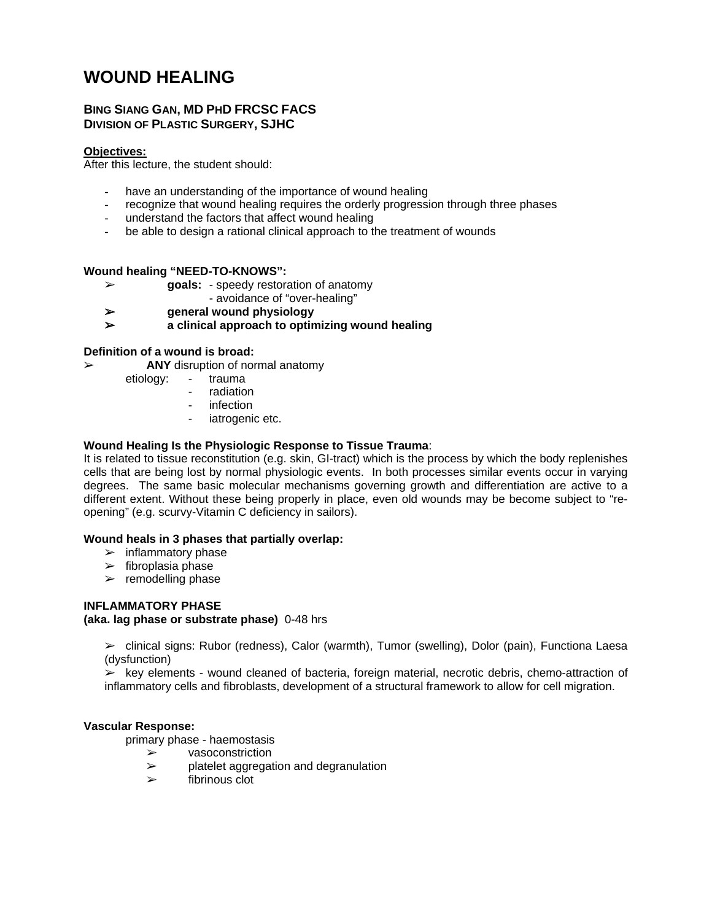# WOUND HEALING

**BING SIANG GAN, MD PHD FRCSC FACS**
**DIVISION OF PLASTIC SURGERY, SJHC**

**Objectives:**
After this lecture, the student should:

- have an understanding of the importance of wound healing
- recognize that wound healing requires the orderly progression through three phases
- understand the factors that affect wound healing
- be able to design a rational clinical approach to the treatment of wounds

**Wound healing "NEED-TO-KNOWS":**

- **goals:** - speedy restoration of anatomy
  - avoidance of "over-healing"
- **general wound physiology**
- **a clinical approach to optimizing wound healing**

**Definition of a wound is broad:**

- **ANY** disruption of normal anatomy

  etiology:
  - trauma
  - radiation
  - infection
  - iatrogenic etc.

**Wound Healing Is the Physiologic Response to Tissue Trauma**:
It is related to tissue reconstitution (e.g. skin, GI-tract) which is the process by which the body replenishes cells that are being lost by normal physiologic events. In both processes similar events occur in varying degrees. The same basic molecular mechanisms governing growth and differentiation are active to a different extent. Without these being properly in place, even old wounds may be become subject to "re-opening" (e.g. scurvy-Vitamin C deficiency in sailors).

**Wound heals in 3 phases that partially overlap:**

- inflammatory phase
- fibroplasia phase
- remodelling phase

**INFLAMMATORY PHASE**
**(aka. lag phase or substrate phase)** 0-48 hrs

- clinical signs: Rubor (redness), Calor (warmth), Tumor (swelling), Dolor (pain), Functiona Laesa (dysfunction)
- key elements - wound cleaned of bacteria, foreign material, necrotic debris, chemo-attraction of inflammatory cells and fibroblasts, development of a structural framework to allow for cell migration.

**Vascular Response:**

primary phase - haemostasis

- vasoconstriction
- platelet aggregation and degranulation
- fibrinous clot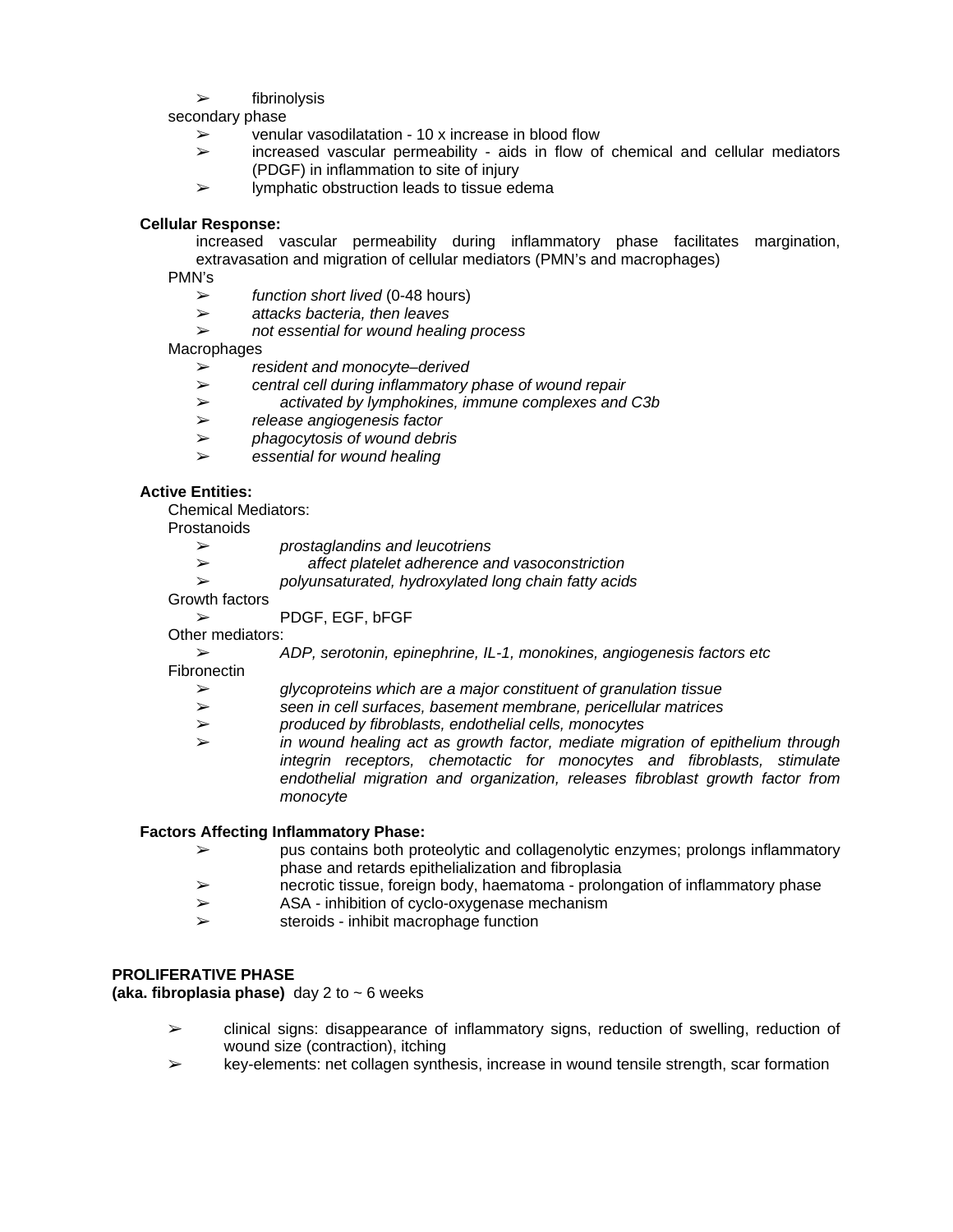- fibrinolysis

secondary phase

- venular vasodilatation - 10 x increase in blood flow
- increased vascular permeability - aids in flow of chemical and cellular mediators (PDGF) in inflammation to site of injury
- lymphatic obstruction leads to tissue edema

**Cellular Response:**

increased vascular permeability during inflammatory phase facilitates margination, extravasation and migration of cellular mediators (PMN's and macrophages)

PMN's

- *function short lived* (0-48 hours)
- *attacks bacteria, then leaves*
- *not essential for wound healing process*

Macrophages

- *resident and monocyte–derived*
- *central cell during inflammatory phase of wound repair*
- *activated by lymphokines, immune complexes and C3b*
- *release angiogenesis factor*
- *phagocytosis of wound debris*
- *essential for wound healing*

**Active Entities:**

Chemical Mediators:

Prostanoids

- *prostaglandins and leucotriens*
- *affect platelet adherence and vasoconstriction*
- *polyunsaturated, hydroxylated long chain fatty acids*

Growth factors

- PDGF, EGF, bFGF

Other mediators:

- *ADP, serotonin, epinephrine, IL-1, monokines, angiogenesis factors etc*

Fibronectin

- *glycoproteins which are a major constituent of granulation tissue*
- *seen in cell surfaces, basement membrane, pericellular matrices*
- *produced by fibroblasts, endothelial cells, monocytes*
- *in wound healing act as growth factor, mediate migration of epithelium through integrin receptors, chemotactic for monocytes and fibroblasts, stimulate endothelial migration and organization, releases fibroblast growth factor from monocyte*

**Factors Affecting Inflammatory Phase:**

- pus contains both proteolytic and collagenolytic enzymes; prolongs inflammatory phase and retards epithelialization and fibroplasia
- necrotic tissue, foreign body, haematoma - prolongation of inflammatory phase
- ASA - inhibition of cyclo-oxygenase mechanism
- steroids - inhibit macrophage function

**PROLIFERATIVE PHASE**
**(aka. fibroplasia phase)** day 2 to ~ 6 weeks

- clinical signs: disappearance of inflammatory signs, reduction of swelling, reduction of wound size (contraction), itching
- key-elements: net collagen synthesis, increase in wound tensile strength, scar formation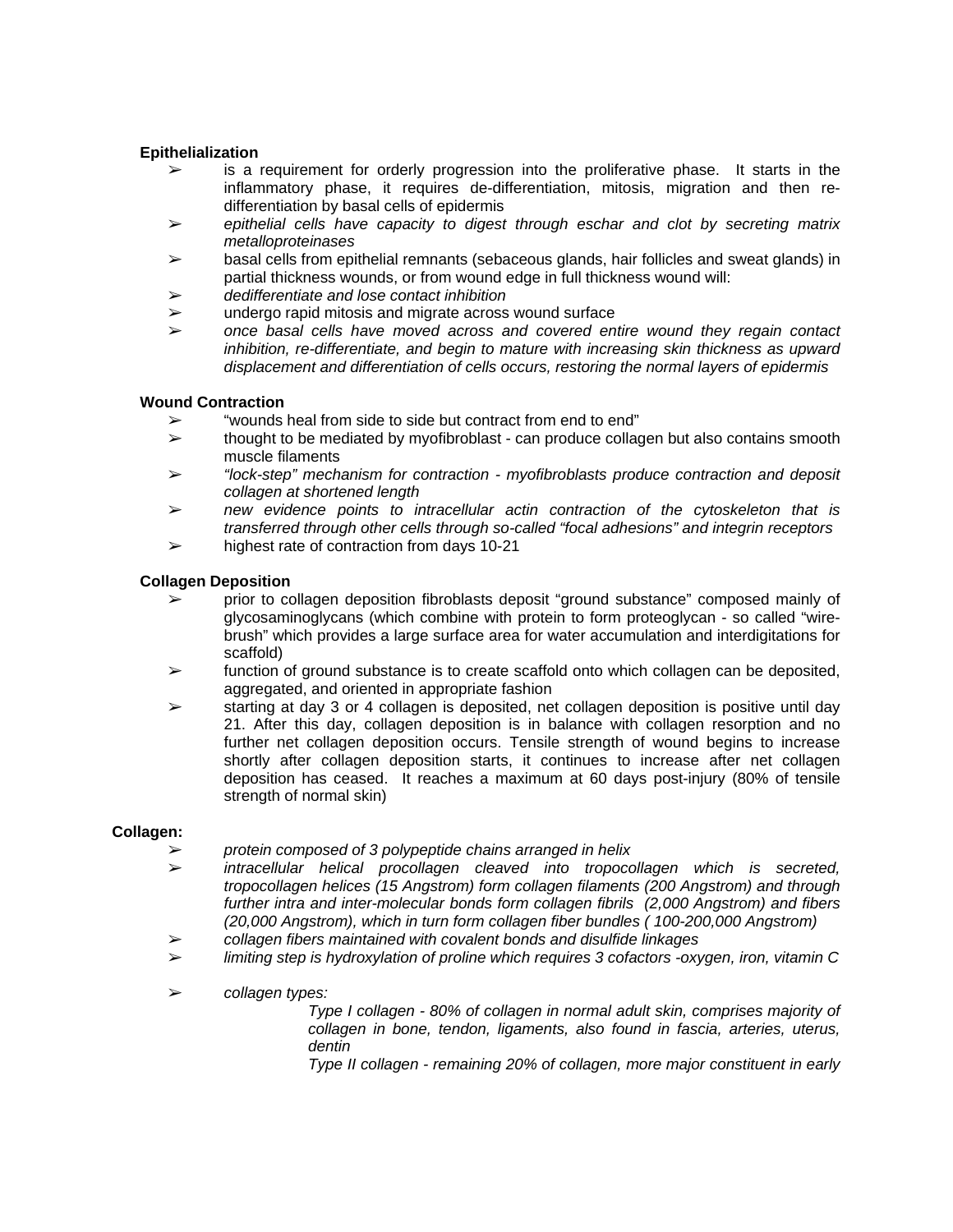**Epithelialization**

- is a requirement for orderly progression into the proliferative phase. It starts in the inflammatory phase, it requires de-differentiation, mitosis, migration and then re-differentiation by basal cells of epidermis
- *epithelial cells have capacity to digest through eschar and clot by secreting matrix metalloproteinases*
- basal cells from epithelial remnants (sebaceous glands, hair follicles and sweat glands) in partial thickness wounds, or from wound edge in full thickness wound will:
- *dedifferentiate and lose contact inhibition*
- undergo rapid mitosis and migrate across wound surface
- *once basal cells have moved across and covered entire wound they regain contact inhibition, re-differentiate, and begin to mature with increasing skin thickness as upward displacement and differentiation of cells occurs, restoring the normal layers of epidermis*

**Wound Contraction**

- "wounds heal from side to side but contract from end to end"
- thought to be mediated by myofibroblast - can produce collagen but also contains smooth muscle filaments
- *"lock-step" mechanism for contraction - myofibroblasts produce contraction and deposit collagen at shortened length*
- *new evidence points to intracellular actin contraction of the cytoskeleton that is transferred through other cells through so-called "focal adhesions" and integrin receptors*
- highest rate of contraction from days 10-21

**Collagen Deposition**

- prior to collagen deposition fibroblasts deposit "ground substance" composed mainly of glycosaminoglycans (which combine with protein to form proteoglycan - so called "wire-brush" which provides a large surface area for water accumulation and interdigitations for scaffold)
- function of ground substance is to create scaffold onto which collagen can be deposited, aggregated, and oriented in appropriate fashion
- starting at day 3 or 4 collagen is deposited, net collagen deposition is positive until day 21. After this day, collagen deposition is in balance with collagen resorption and no further net collagen deposition occurs. Tensile strength of wound begins to increase shortly after collagen deposition starts, it continues to increase after net collagen deposition has ceased. It reaches a maximum at 60 days post-injury (80% of tensile strength of normal skin)

**Collagen:**

- *protein composed of 3 polypeptide chains arranged in helix*
- *intracellular helical procollagen cleaved into tropocollagen which is secreted, tropocollagen helices (15 Angstrom) form collagen filaments (200 Angstrom) and through further intra and inter-molecular bonds form collagen fibrils (2,000 Angstrom) and fibers (20,000 Angstrom), which in turn form collagen fiber bundles ( 100-200,000 Angstrom)*
- *collagen fibers maintained with covalent bonds and disulfide linkages*
- *limiting step is hydroxylation of proline which requires 3 cofactors -oxygen, iron, vitamin C*
- *collagen types:*

  *Type I collagen - 80% of collagen in normal adult skin, comprises majority of collagen in bone, tendon, ligaments, also found in fascia, arteries, uterus, dentin*

  *Type II collagen - remaining 20% of collagen, more major constituent in early*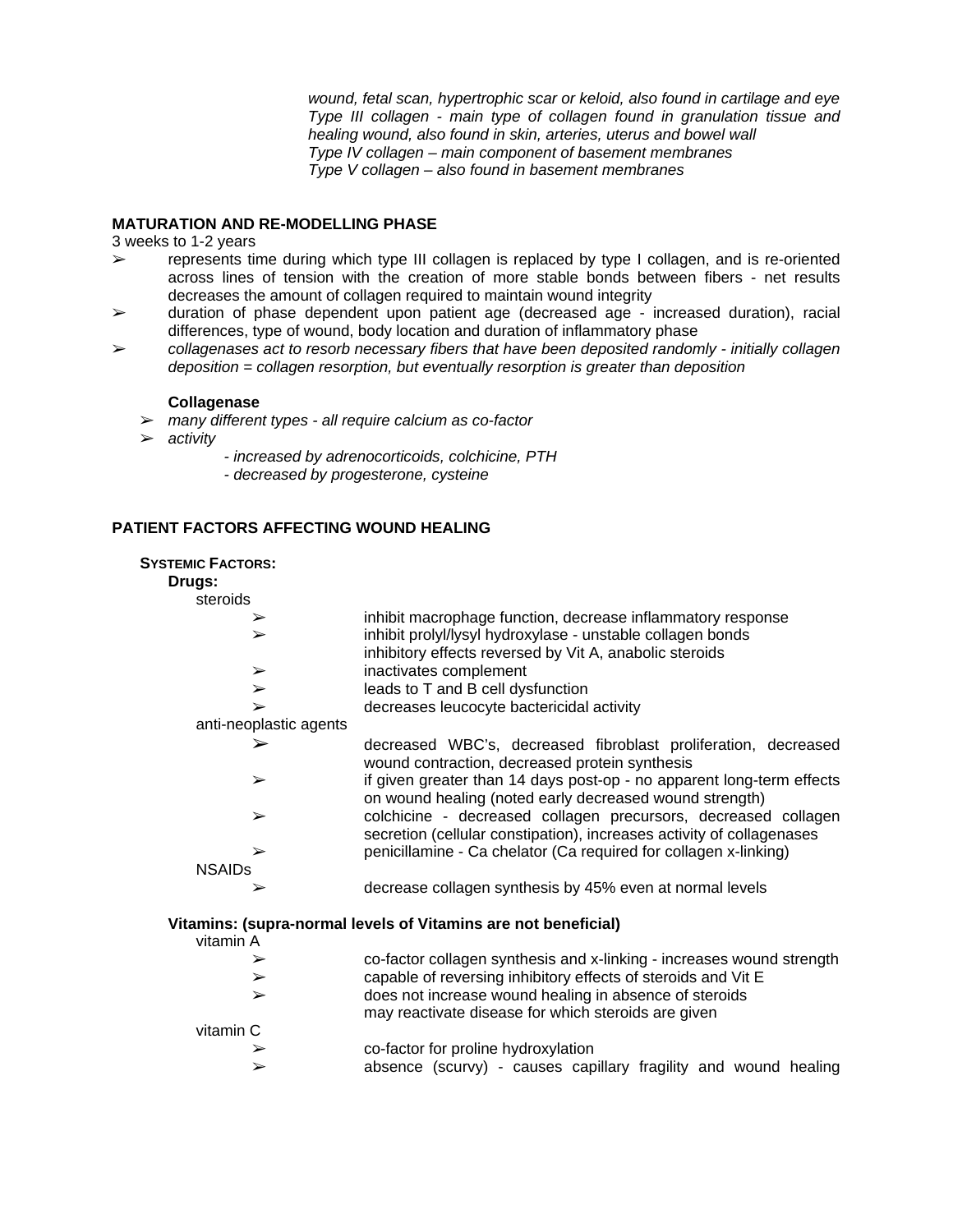*wound, fetal scan, hypertrophic scar or keloid, also found in cartilage and eye*
*Type III collagen - main type of collagen found in granulation tissue and healing wound, also found in skin, arteries, uterus and bowel wall*
*Type IV collagen – main component of basement membranes*
*Type V collagen – also found in basement membranes*

**MATURATION AND RE-MODELLING PHASE**

3 weeks to 1-2 years

- represents time during which type III collagen is replaced by type I collagen, and is re-oriented across lines of tension with the creation of more stable bonds between fibers - net results decreases the amount of collagen required to maintain wound integrity
- duration of phase dependent upon patient age (decreased age - increased duration), racial differences, type of wound, body location and duration of inflammatory phase
- *collagenases act to resorb necessary fibers that have been deposited randomly - initially collagen deposition = collagen resorption, but eventually resorption is greater than deposition*

**Collagenase**

- *many different types - all require calcium as co-factor*
- *activity*
  - *- increased by adrenocorticoids, colchicine, PTH*
  - *- decreased by progesterone, cysteine*

**PATIENT FACTORS AFFECTING WOUND HEALING**

**SYSTEMIC FACTORS:**

**Drugs:**

steroids

- inhibit macrophage function, decrease inflammatory response
- inhibit prolyl/lysyl hydroxylase - unstable collagen bonds
  inhibitory effects reversed by Vit A, anabolic steroids
- inactivates complement
- leads to T and B cell dysfunction
- decreases leucocyte bactericidal activity

anti-neoplastic agents

- decreased WBC's, decreased fibroblast proliferation, decreased wound contraction, decreased protein synthesis
- if given greater than 14 days post-op - no apparent long-term effects on wound healing (noted early decreased wound strength)
- colchicine - decreased collagen precursors, decreased collagen secretion (cellular constipation), increases activity of collagenases
- penicillamine - Ca chelator (Ca required for collagen x-linking)

NSAIDs

- decrease collagen synthesis by 45% even at normal levels

**Vitamins: (supra-normal levels of Vitamins are not beneficial)**

vitamin A

- co-factor collagen synthesis and x-linking - increases wound strength
- capable of reversing inhibitory effects of steroids and Vit E
- does not increase wound healing in absence of steroids
  may reactivate disease for which steroids are given

vitamin C

- co-factor for proline hydroxylation
- absence (scurvy) - causes capillary fragility and wound healing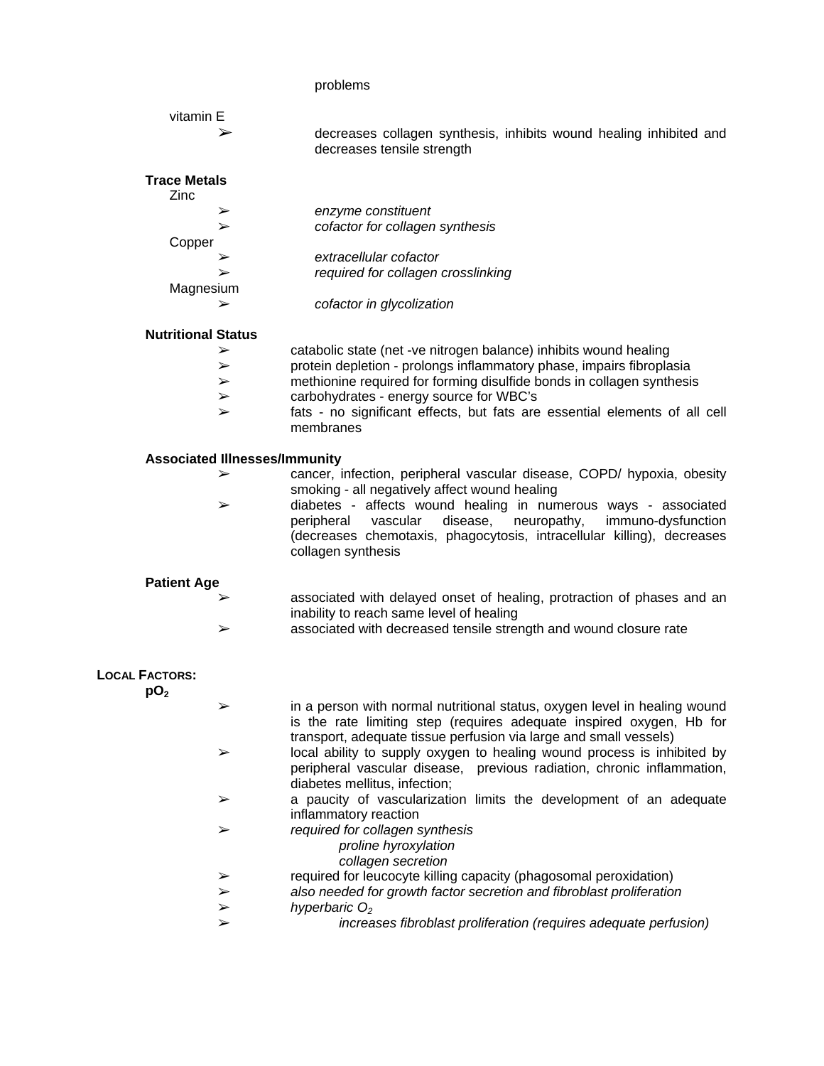problems

vitamin E

- decreases collagen synthesis, inhibits wound healing inhibited and decreases tensile strength

**Trace Metals**

Zinc

- *enzyme constituent*
- *cofactor for collagen synthesis*

Copper

- *extracellular cofactor*
- *required for collagen crosslinking*

Magnesium

- *cofactor in glycolization*

**Nutritional Status**

- catabolic state (net -ve nitrogen balance) inhibits wound healing
- protein depletion - prolongs inflammatory phase, impairs fibroplasia
- methionine required for forming disulfide bonds in collagen synthesis
- carbohydrates - energy source for WBC's
- fats - no significant effects, but fats are essential elements of all cell membranes

**Associated Illnesses/Immunity**

- cancer, infection, peripheral vascular disease, COPD/ hypoxia, obesity smoking - all negatively affect wound healing
- diabetes - affects wound healing in numerous ways - associated peripheral vascular disease, neuropathy, immuno-dysfunction (decreases chemotaxis, phagocytosis, intracellular killing), decreases collagen synthesis

**Patient Age**

- associated with delayed onset of healing, protraction of phases and an inability to reach same level of healing
- associated with decreased tensile strength and wound closure rate

**LOCAL FACTORS:**

**$pO_2$**

- in a person with normal nutritional status, oxygen level in healing wound is the rate limiting step (requires adequate inspired oxygen, Hb for transport, adequate tissue perfusion via large and small vessels)
- local ability to supply oxygen to healing wound process is inhibited by peripheral vascular disease, previous radiation, chronic inflammation, diabetes mellitus, infection;
- a paucity of vascularization limits the development of an adequate inflammatory reaction
- *required for collagen synthesis*
  - *proline hyroxylation*
  - *collagen secretion*
- required for leucocyte killing capacity (phagosomal peroxidation)
- *also needed for growth factor secretion and fibroblast proliferation*
- *hyperbaric $O_2$*
- *increases fibroblast proliferation (requires adequate perfusion)*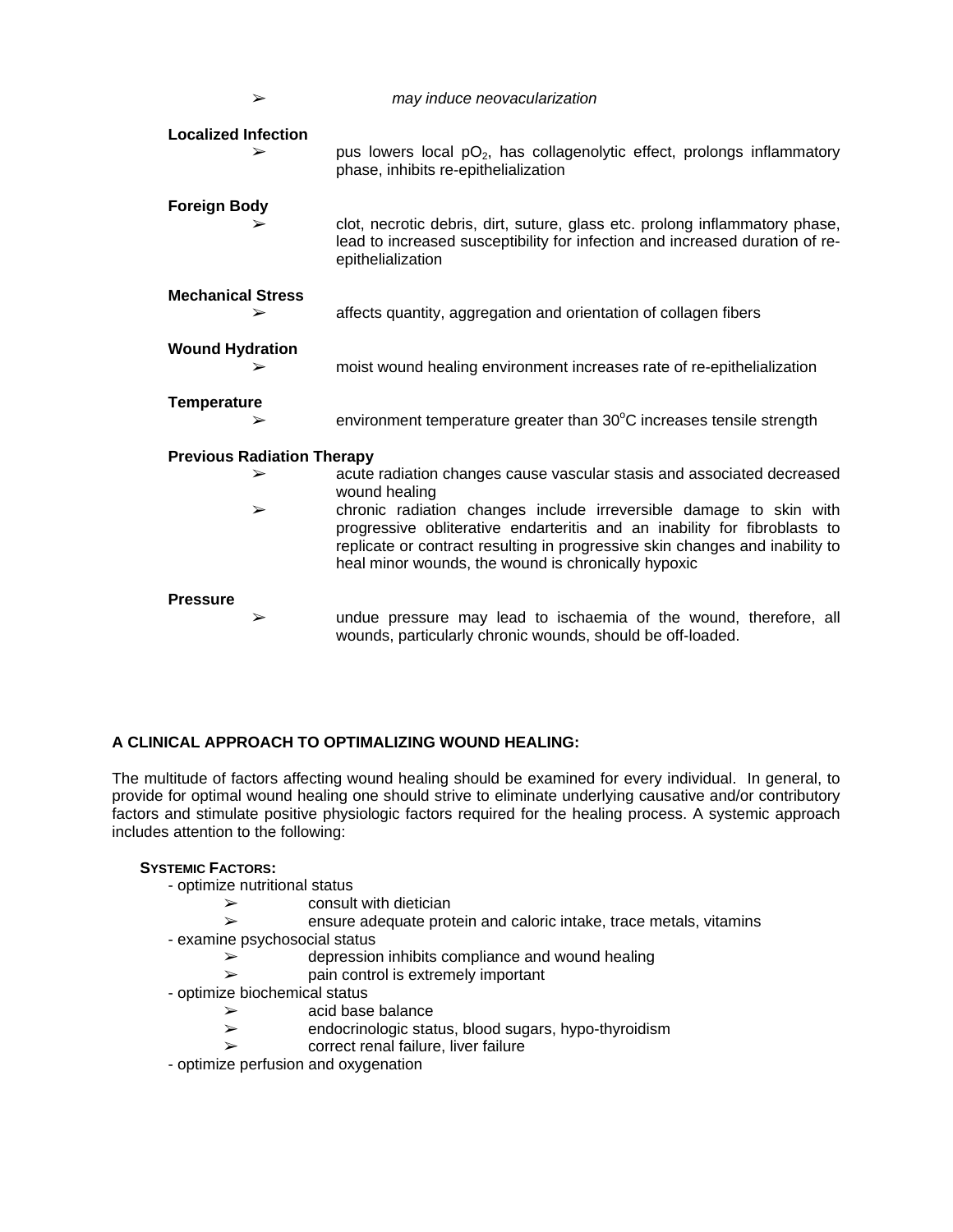- *may induce neovacularization*

**Localized Infection**

- pus lowers local $pO_2$, has collagenolytic effect, prolongs inflammatory phase, inhibits re-epithelialization

**Foreign Body**

- clot, necrotic debris, dirt, suture, glass etc. prolong inflammatory phase, lead to increased susceptibility for infection and increased duration of re-epithelialization

**Mechanical Stress**

- affects quantity, aggregation and orientation of collagen fibers

**Wound Hydration**

- moist wound healing environment increases rate of re-epithelialization

**Temperature**

- environment temperature greater than $30^oC$ increases tensile strength

**Previous Radiation Therapy**

- acute radiation changes cause vascular stasis and associated decreased wound healing
- chronic radiation changes include irreversible damage to skin with progressive obliterative endarteritis and an inability for fibroblasts to replicate or contract resulting in progressive skin changes and inability to heal minor wounds, the wound is chronically hypoxic

**Pressure**

- undue pressure may lead to ischaemia of the wound, therefore, all wounds, particularly chronic wounds, should be off-loaded.

## A CLINICAL APPROACH TO OPTIMALIZING WOUND HEALING:

The multitude of factors affecting wound healing should be examined for every individual. In general, to provide for optimal wound healing one should strive to eliminate underlying causative and/or contributory factors and stimulate positive physiologic factors required for the healing process. A systemic approach includes attention to the following:

**SYSTEMIC FACTORS:**

- optimize nutritional status
  - consult with dietician
  - ensure adequate protein and caloric intake, trace metals, vitamins
- examine psychosocial status
  - depression inhibits compliance and wound healing
  - pain control is extremely important
- optimize biochemical status
  - acid base balance
  - endocrinologic status, blood sugars, hypo-thyroidism
  - correct renal failure, liver failure
- optimize perfusion and oxygenation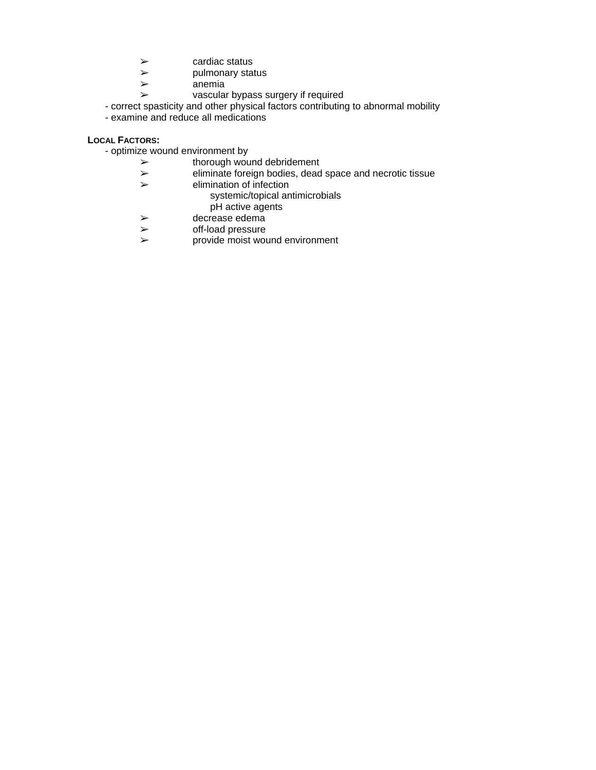- cardiac status
  - pulmonary status
  - anemia
  - vascular bypass surgery if required
- correct spasticity and other physical factors contributing to abnormal mobility
- examine and reduce all medications

**LOCAL FACTORS:**

- optimize wound environment by
  - thorough wound debridement
  - eliminate foreign bodies, dead space and necrotic tissue
  - elimination of infection
    - systemic/topical antimicrobials
    - pH active agents
  - decrease edema
  - off-load pressure
  - provide moist wound environment